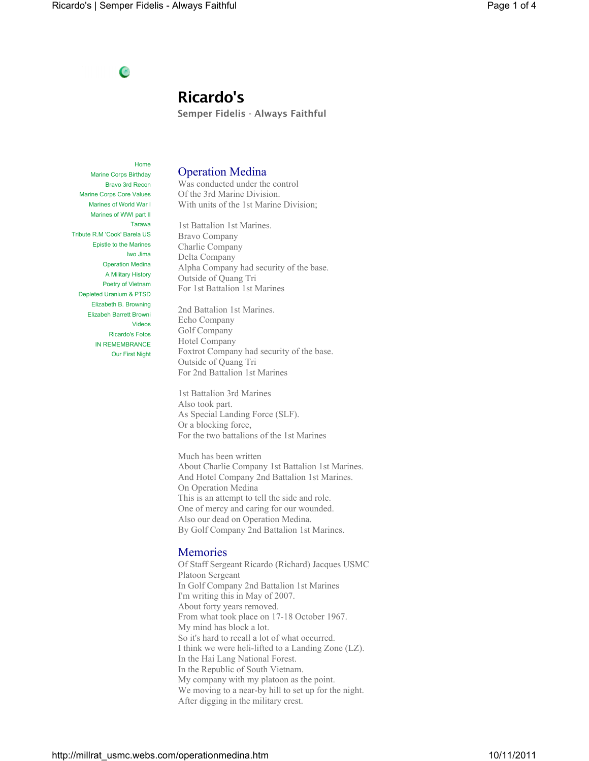# Ricardo's

Semper Fidelis - Always Faithful

- Home
- Marine Corps Birthday
- Bravo 3rd Recon
- Marine Corps Core Values
- Marines of World War I
- Marines of WWI part II
- Tarawa
- Tribute R.M 'Cook' Barela US
- Epistle to the Marines
- Iwo Jima
- Operation Medina
- A Military History
- Poetry of Vietnam
- Depleted Uranium & PTSD
- Elizabeth B. Browning
- Elizabeh Barrett Browni
- Videos
- Ricardo's Fotos
- IN REMEMBRANCE
- Our First Night

## Operation Medina

Was conducted under the control
Of the 3rd Marine Division.
With units of the 1st Marine Division;

1st Battalion 1st Marines.
Bravo Company
Charlie Company
Delta Company
Alpha Company had security of the base.
Outside of Quang Tri
For 1st Battalion 1st Marines

2nd Battalion 1st Marines.
Echo Company
Golf Company
Hotel Company
Foxtrot Company had security of the base.
Outside of Quang Tri
For 2nd Battalion 1st Marines

1st Battalion 3rd Marines
Also took part.
As Special Landing Force (SLF).
Or a blocking force,
For the two battalions of the 1st Marines

Much has been written
About Charlie Company 1st Battalion 1st Marines.
And Hotel Company 2nd Battalion 1st Marines.
On Operation Medina
This is an attempt to tell the side and role.
One of mercy and caring for our wounded.
Also our dead on Operation Medina.
By Golf Company 2nd Battalion 1st Marines.

## Memories

Of Staff Sergeant Ricardo (Richard) Jacques USMC
Platoon Sergeant
In Golf Company 2nd Battalion 1st Marines
I'm writing this in May of 2007.
About forty years removed.
From what took place on 17-18 October 1967.
My mind has block a lot.
So it's hard to recall a lot of what occurred.
I think we were heli-lifted to a Landing Zone (LZ).
In the Hai Lang National Forest.
In the Republic of South Vietnam.
My company with my platoon as the point.
We moving to a near-by hill to set up for the night.
After digging in the military crest.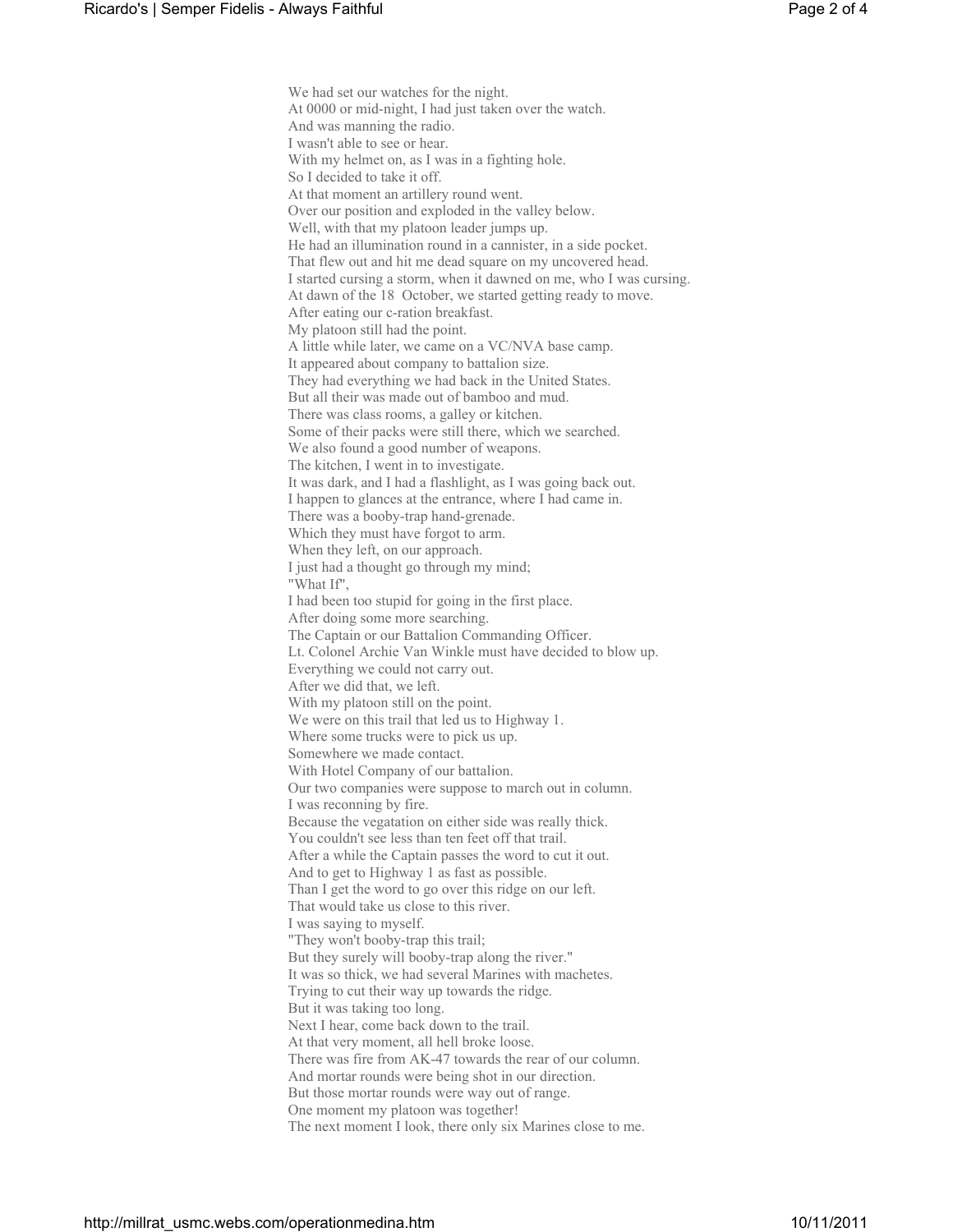We had set our watches for the night.
At 0000 or mid-night, I had just taken over the watch.
And was manning the radio.
I wasn't able to see or hear.
With my helmet on, as I was in a fighting hole.
So I decided to take it off.
At that moment an artillery round went.
Over our position and exploded in the valley below.
Well, with that my platoon leader jumps up.
He had an illumination round in a cannister, in a side pocket.
That flew out and hit me dead square on my uncovered head.
I started cursing a storm, when it dawned on me, who I was cursing.
At dawn of the 18 October, we started getting ready to move.
After eating our c-ration breakfast.
My platoon still had the point.
A little while later, we came on a VC/NVA base camp.
It appeared about company to battalion size.
They had everything we had back in the United States.
But all their was made out of bamboo and mud.
There was class rooms, a galley or kitchen.
Some of their packs were still there, which we searched.
We also found a good number of weapons.
The kitchen, I went in to investigate.
It was dark, and I had a flashlight, as I was going back out.
I happen to glances at the entrance, where I had came in.
There was a booby-trap hand-grenade.
Which they must have forgot to arm.
When they left, on our approach.
I just had a thought go through my mind;
"What If",
I had been too stupid for going in the first place.
After doing some more searching.
The Captain or our Battalion Commanding Officer.
Lt. Colonel Archie Van Winkle must have decided to blow up.
Everything we could not carry out.
After we did that, we left.
With my platoon still on the point.
We were on this trail that led us to Highway 1.
Where some trucks were to pick us up.
Somewhere we made contact.
With Hotel Company of our battalion.
Our two companies were suppose to march out in column.
I was reconning by fire.
Because the vegatation on either side was really thick.
You couldn't see less than ten feet off that trail.
After a while the Captain passes the word to cut it out.
And to get to Highway 1 as fast as possible.
Than I get the word to go over this ridge on our left.
That would take us close to this river.
I was saying to myself.
"They won't booby-trap this trail;
But they surely will booby-trap along the river."
It was so thick, we had several Marines with machetes.
Trying to cut their way up towards the ridge.
But it was taking too long.
Next I hear, come back down to the trail.
At that very moment, all hell broke loose.
There was fire from AK-47 towards the rear of our column.
And mortar rounds were being shot in our direction.
But those mortar rounds were way out of range.
One moment my platoon was together!
The next moment I look, there only six Marines close to me.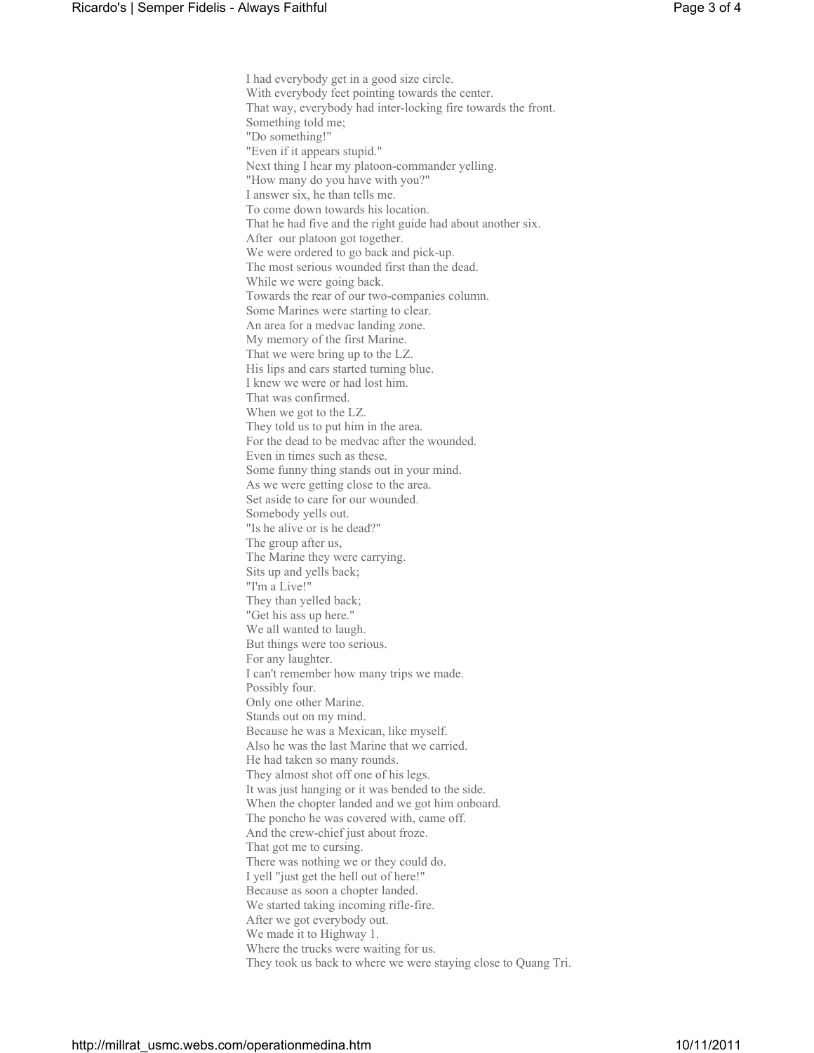I had everybody get in a good size circle.
With everybody feet pointing towards the center.
That way, everybody had inter-locking fire towards the front.
Something told me;
"Do something!"
"Even if it appears stupid."
Next thing I hear my platoon-commander yelling.
"How many do you have with you?"
I answer six, he than tells me.
To come down towards his location.
That he had five and the right guide had about another six.
After our platoon got together.
We were ordered to go back and pick-up.
The most serious wounded first than the dead.
While we were going back.
Towards the rear of our two-companies column.
Some Marines were starting to clear.
An area for a medvac landing zone.
My memory of the first Marine.
That we were bring up to the LZ.
His lips and ears started turning blue.
I knew we were or had lost him.
That was confirmed.
When we got to the LZ.
They told us to put him in the area.
For the dead to be medvac after the wounded.
Even in times such as these.
Some funny thing stands out in your mind.
As we were getting close to the area.
Set aside to care for our wounded.
Somebody yells out.
"Is he alive or is he dead?"
The group after us,
The Marine they were carrying.
Sits up and yells back;
"I'm a Live!"
They than yelled back;
"Get his ass up here."
We all wanted to laugh.
But things were too serious.
For any laughter.
I can't remember how many trips we made.
Possibly four.
Only one other Marine.
Stands out on my mind.
Because he was a Mexican, like myself.
Also he was the last Marine that we carried.
He had taken so many rounds.
They almost shot off one of his legs.
It was just hanging or it was bended to the side.
When the chopter landed and we got him onboard.
The poncho he was covered with, came off.
And the crew-chief just about froze.
That got me to cursing.
There was nothing we or they could do.
I yell "just get the hell out of here!"
Because as soon a chopter landed.
We started taking incoming rifle-fire.
After we got everybody out.
We made it to Highway 1.
Where the trucks were waiting for us.
They took us back to where we were staying close to Quang Tri.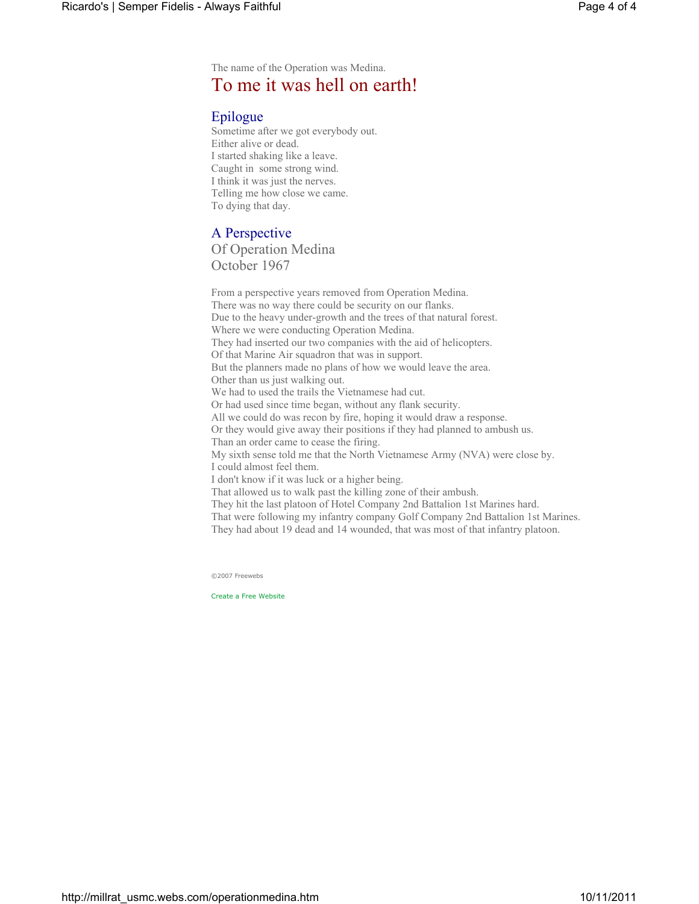The name of the Operation was Medina.

## To me it was hell on earth!

### Epilogue

Sometime after we got everybody out.
Either alive or dead.
I started shaking like a leave.
Caught in some strong wind.
I think it was just the nerves.
Telling me how close we came.
To dying that day.

### A Perspective

Of Operation Medina
October 1967

From a perspective years removed from Operation Medina.
There was no way there could be security on our flanks.
Due to the heavy under-growth and the trees of that natural forest.
Where we were conducting Operation Medina.
They had inserted our two companies with the aid of helicopters.
Of that Marine Air squadron that was in support.
But the planners made no plans of how we would leave the area.
Other than us just walking out.
We had to used the trails the Vietnamese had cut.
Or had used since time began, without any flank security.
All we could do was recon by fire, hoping it would draw a response.
Or they would give away their positions if they had planned to ambush us.
Than an order came to cease the firing.
My sixth sense told me that the North Vietnamese Army (NVA) were close by.
I could almost feel them.
I don't know if it was luck or a higher being.
That allowed us to walk past the killing zone of their ambush.
They hit the last platoon of Hotel Company 2nd Battalion 1st Marines hard.
That were following my infantry company Golf Company 2nd Battalion 1st Marines.
They had about 19 dead and 14 wounded, that was most of that infantry platoon.

©2007 Freewebs

Create a Free Website